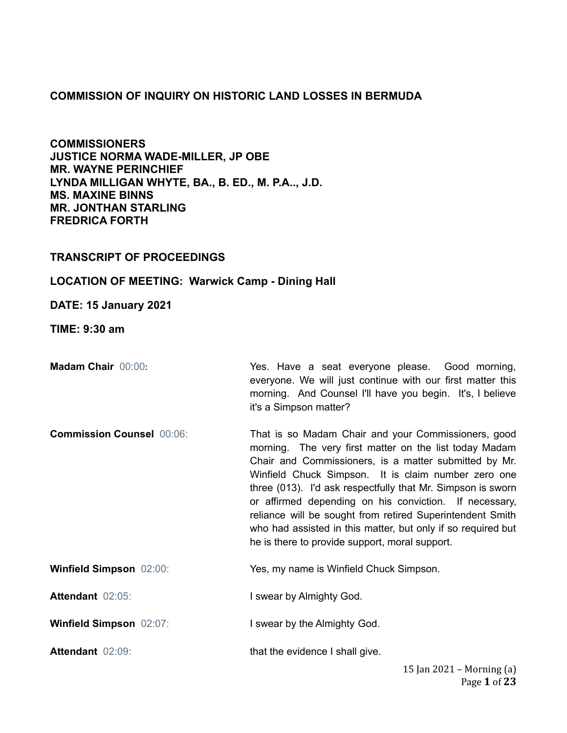**COMMISSION OF INQUIRY ON HISTORIC LAND LOSSES IN BERMUDA**

**COMMISSIONERS**
**JUSTICE NORMA WADE-MILLER, JP OBE**
**MR. WAYNE PERINCHIEF**
**LYNDA MILLIGAN WHYTE, BA., B. ED., M. P.A.., J.D.**
**MS. MAXINE BINNS**
**MR. JONTHAN STARLING**
**FREDRICA FORTH**

**TRANSCRIPT OF PROCEEDINGS**

**LOCATION OF MEETING: Warwick Camp - Dining Hall**

**DATE: 15 January 2021**

**TIME: 9:30 am**

| | |
|---|---|
| **Madam Chair** 00:00: | Yes. Have a seat everyone please. Good morning, everyone. We will just continue with our first matter this morning. And Counsel I'll have you begin. It's, I believe it's a Simpson matter? |
| **Commission Counsel** 00:06: | That is so Madam Chair and your Commissioners, good morning. The very first matter on the list today Madam Chair and Commissioners, is a matter submitted by Mr. Winfield Chuck Simpson. It is claim number zero one three (013). I'd ask respectfully that Mr. Simpson is sworn or affirmed depending on his conviction. If necessary, reliance will be sought from retired Superintendent Smith who had assisted in this matter, but only if so required but he is there to provide support, moral support. |
| **Winfield Simpson** 02:00: | Yes, my name is Winfield Chuck Simpson. |
| **Attendant** 02:05: | I swear by Almighty God. |
| **Winfield Simpson** 02:07: | I swear by the Almighty God. |
| **Attendant** 02:09: | that the evidence I shall give. |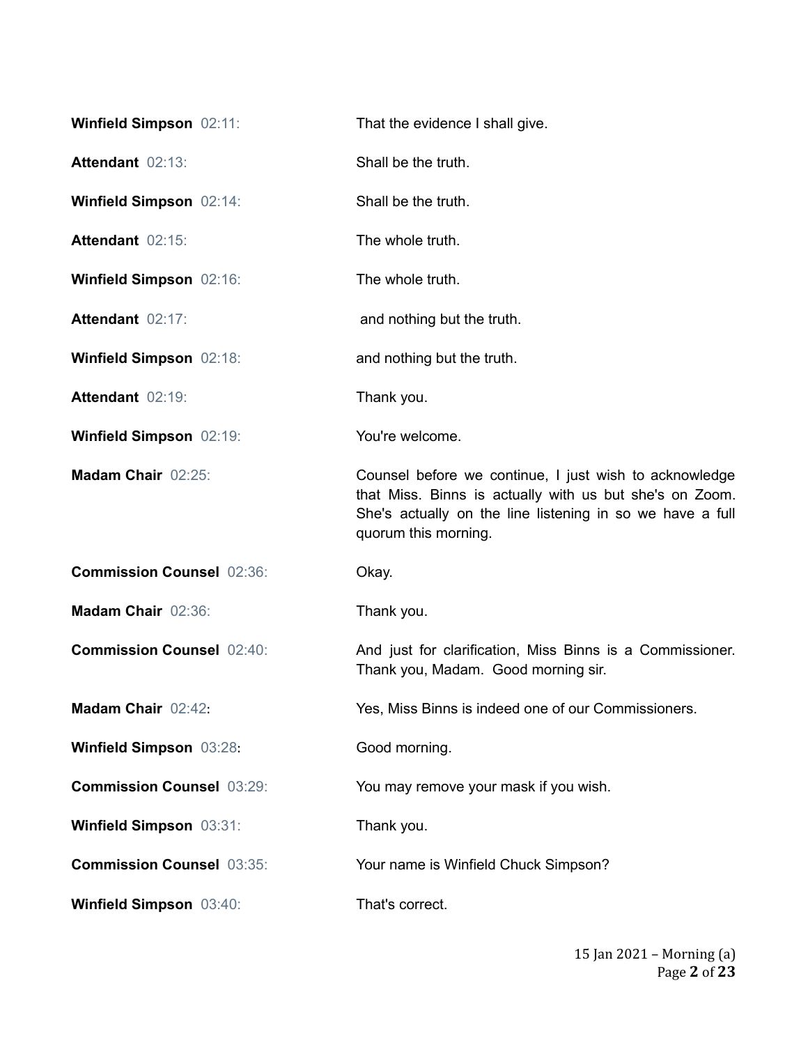**Winfield Simpson** 02:11: That the evidence I shall give.

**Attendant** 02:13: Shall be the truth.

**Winfield Simpson** 02:14: Shall be the truth.

**Attendant** 02:15: The whole truth.

**Winfield Simpson** 02:16: The whole truth.

**Attendant** 02:17: and nothing but the truth.

**Winfield Simpson** 02:18: and nothing but the truth.

**Attendant** 02:19: Thank you.

**Winfield Simpson** 02:19: You're welcome.

**Madam Chair** 02:25: Counsel before we continue, I just wish to acknowledge that Miss. Binns is actually with us but she's on Zoom. She's actually on the line listening in so we have a full quorum this morning.

**Commission Counsel** 02:36: Okay.

**Madam Chair** 02:36: Thank you.

**Commission Counsel** 02:40: And just for clarification, Miss Binns is a Commissioner. Thank you, Madam. Good morning sir.

**Madam Chair** 02:42: Yes, Miss Binns is indeed one of our Commissioners.

**Winfield Simpson** 03:28: Good morning.

**Commission Counsel** 03:29: You may remove your mask if you wish.

**Winfield Simpson** 03:31: Thank you.

**Commission Counsel** 03:35: Your name is Winfield Chuck Simpson?

**Winfield Simpson** 03:40: That's correct.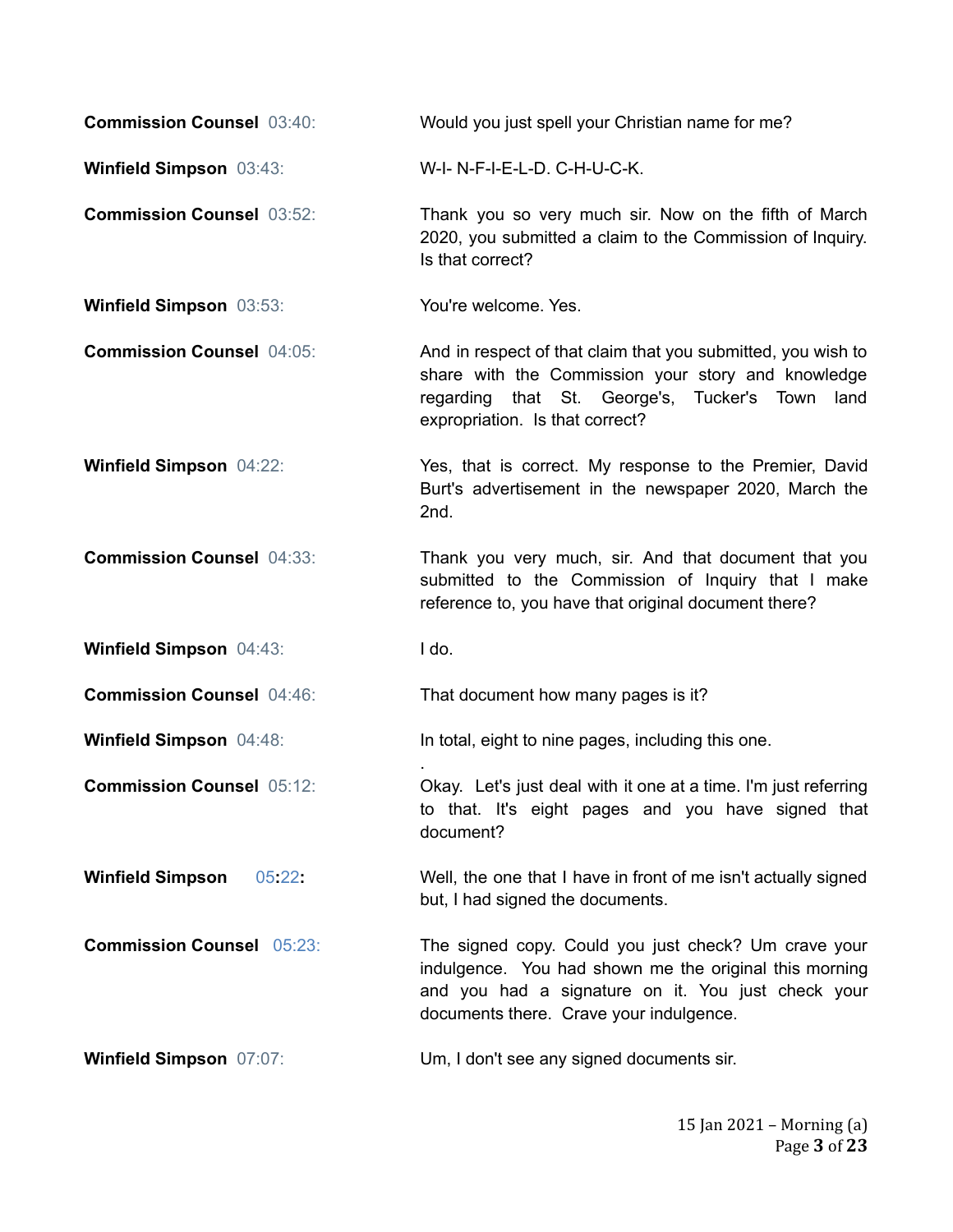**Commission Counsel** 03:40: Would you just spell your Christian name for me?

**Winfield Simpson** 03:43: W-I- N-F-I-E-L-D. C-H-U-C-K.

**Commission Counsel** 03:52: Thank you so very much sir. Now on the fifth of March 2020, you submitted a claim to the Commission of Inquiry. Is that correct?

**Winfield Simpson** 03:53: You're welcome. Yes.

**Commission Counsel** 04:05: And in respect of that claim that you submitted, you wish to share with the Commission your story and knowledge regarding that St. George's, Tucker's Town land expropriation. Is that correct?

**Winfield Simpson** 04:22: Yes, that is correct. My response to the Premier, David Burt's advertisement in the newspaper 2020, March the 2nd.

**Commission Counsel** 04:33: Thank you very much, sir. And that document that you submitted to the Commission of Inquiry that I make reference to, you have that original document there?

**Winfield Simpson** 04:43: I do.

**Commission Counsel** 04:46: That document how many pages is it?

**Winfield Simpson** 04:48: In total, eight to nine pages, including this one.

**Commission Counsel** 05:12: Okay. Let's just deal with it one at a time. I'm just referring to that. It's eight pages and you have signed that document?

**Winfield Simpson** 05:22: Well, the one that I have in front of me isn't actually signed but, I had signed the documents.

**Commission Counsel** 05:23: The signed copy. Could you just check? Um crave your indulgence. You had shown me the original this morning and you had a signature on it. You just check your documents there. Crave your indulgence.

**Winfield Simpson** 07:07: Um, I don't see any signed documents sir.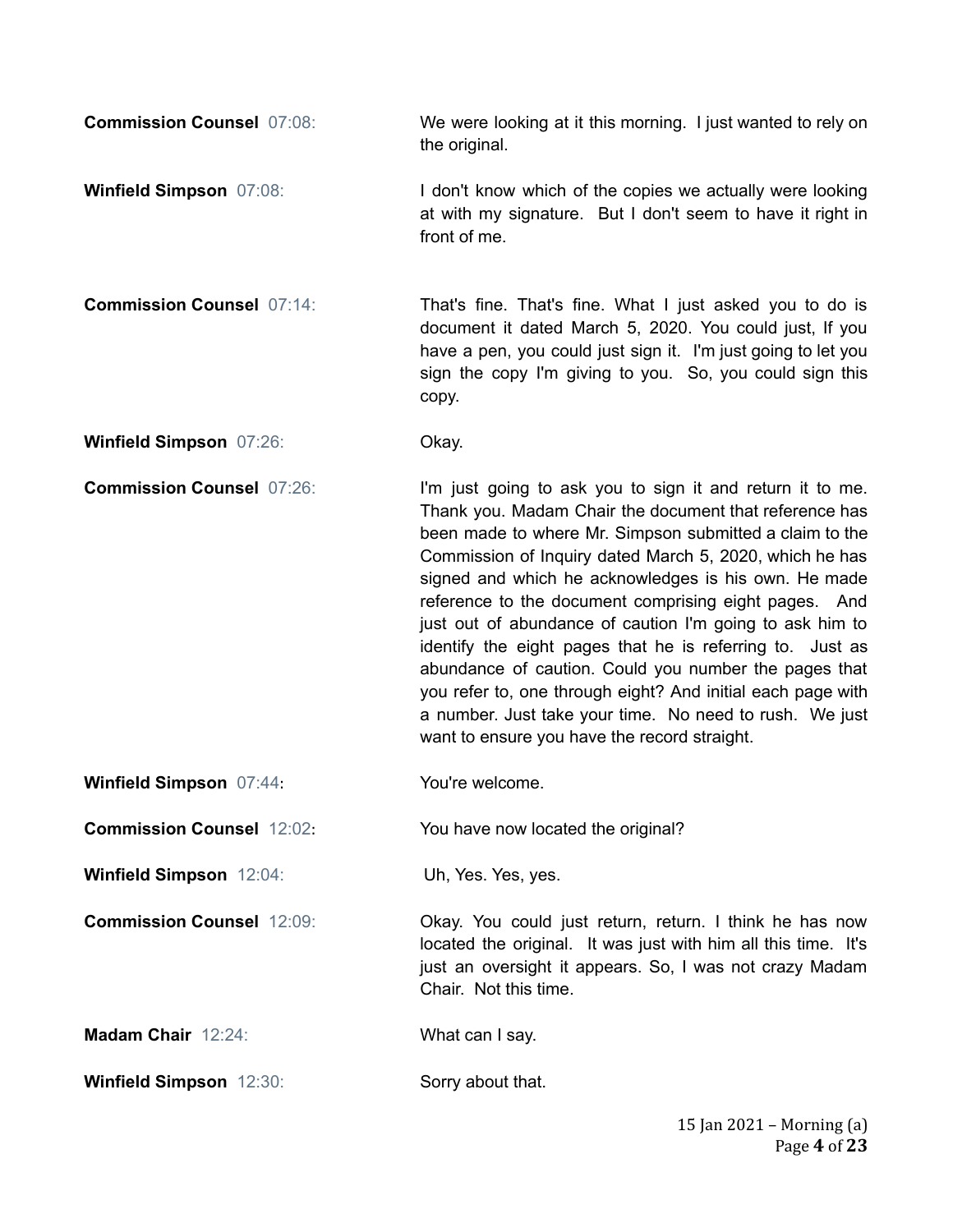**Commission Counsel** 07:08: We were looking at it this morning. I just wanted to rely on the original.

**Winfield Simpson** 07:08: I don't know which of the copies we actually were looking at with my signature. But I don't seem to have it right in front of me.

**Commission Counsel** 07:14: That's fine. That's fine. What I just asked you to do is document it dated March 5, 2020. You could just, If you have a pen, you could just sign it. I'm just going to let you sign the copy I'm giving to you. So, you could sign this copy.

**Winfield Simpson** 07:26: Okay.

**Commission Counsel** 07:26: I'm just going to ask you to sign it and return it to me. Thank you. Madam Chair the document that reference has been made to where Mr. Simpson submitted a claim to the Commission of Inquiry dated March 5, 2020, which he has signed and which he acknowledges is his own. He made reference to the document comprising eight pages. And just out of abundance of caution I'm going to ask him to identify the eight pages that he is referring to. Just as abundance of caution. Could you number the pages that you refer to, one through eight? And initial each page with a number. Just take your time. No need to rush. We just want to ensure you have the record straight.

**Winfield Simpson** 07:44: You're welcome.

**Commission Counsel** 12:02: You have now located the original?

**Winfield Simpson** 12:04: Uh, Yes. Yes, yes.

**Commission Counsel** 12:09: Okay. You could just return, return. I think he has now located the original. It was just with him all this time. It's just an oversight it appears. So, I was not crazy Madam Chair. Not this time.

**Madam Chair** 12:24: What can I say.

**Winfield Simpson** 12:30: Sorry about that.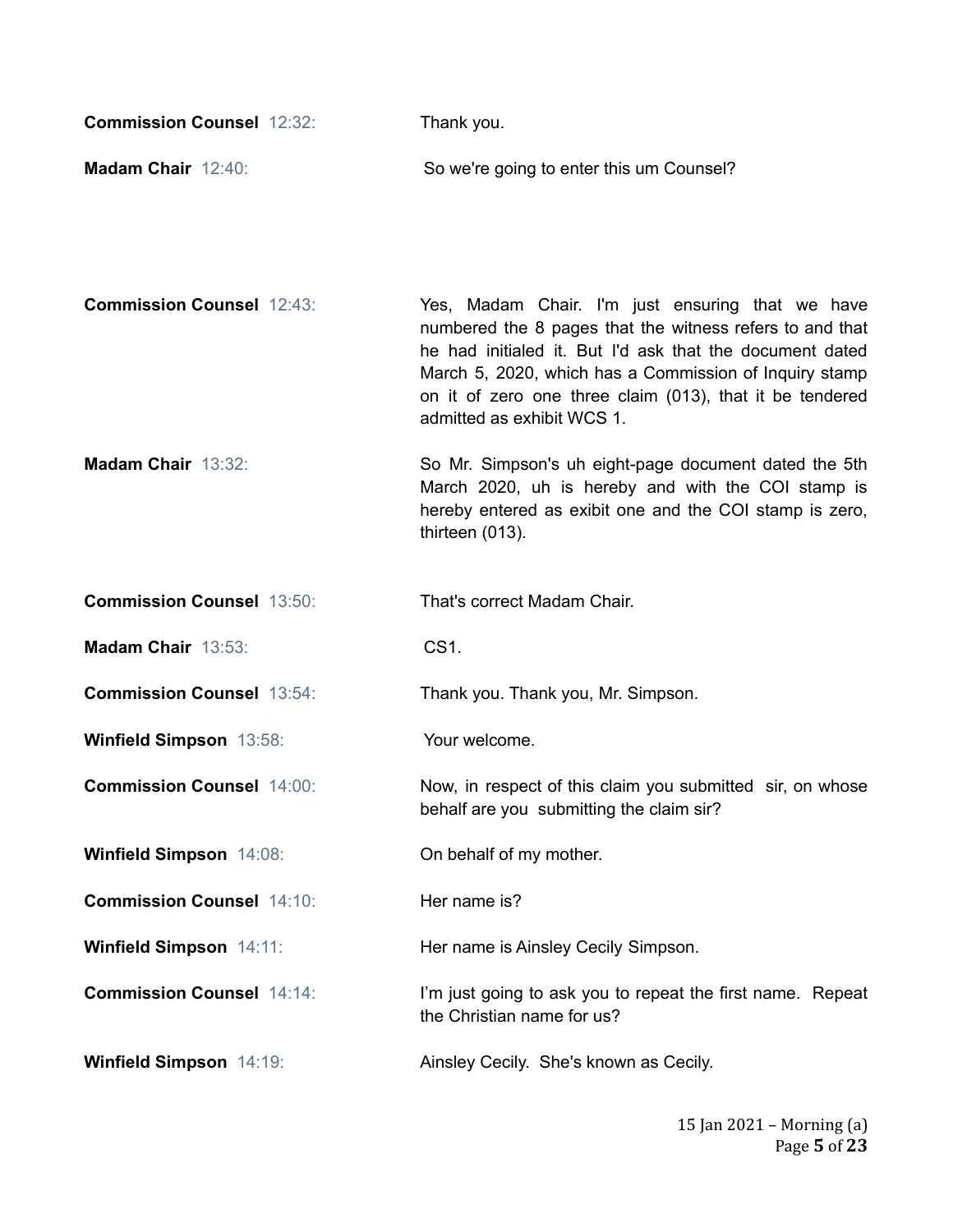**Commission Counsel** 12:32: Thank you.

**Madam Chair** 12:40: So we're going to enter this um Counsel?

**Commission Counsel** 12:43: Yes, Madam Chair. I'm just ensuring that we have numbered the 8 pages that the witness refers to and that he had initialed it. But I'd ask that the document dated March 5, 2020, which has a Commission of Inquiry stamp on it of zero one three claim (013), that it be tendered admitted as exhibit WCS 1.

**Madam Chair** 13:32: So Mr. Simpson's uh eight-page document dated the 5th March 2020, uh is hereby and with the COI stamp is hereby entered as exibit one and the COI stamp is zero, thirteen (013).

**Commission Counsel** 13:50: That's correct Madam Chair.

**Madam Chair** 13:53: CS1.

**Commission Counsel** 13:54: Thank you. Thank you, Mr. Simpson.

**Winfield Simpson** 13:58: Your welcome.

**Commission Counsel** 14:00: Now, in respect of this claim you submitted sir, on whose behalf are you submitting the claim sir?

**Winfield Simpson** 14:08: On behalf of my mother.

**Commission Counsel** 14:10: Her name is?

**Winfield Simpson** 14:11: Her name is Ainsley Cecily Simpson.

**Commission Counsel** 14:14: I'm just going to ask you to repeat the first name. Repeat the Christian name for us?

**Winfield Simpson** 14:19: Ainsley Cecily. She's known as Cecily.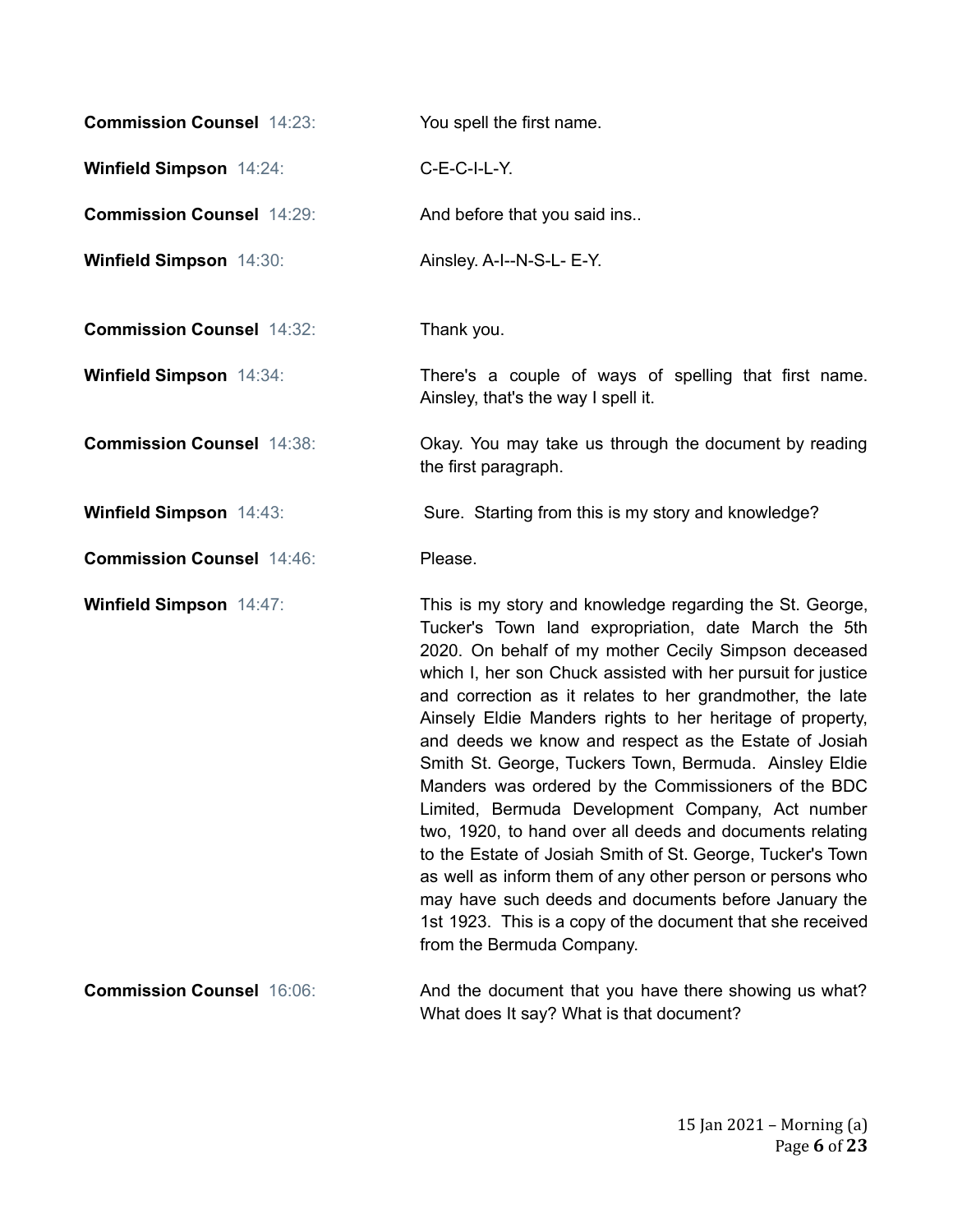**Commission Counsel** 14:23: You spell the first name.

**Winfield Simpson** 14:24: C-E-C-I-L-Y.

**Commission Counsel** 14:29: And before that you said ins..

**Winfield Simpson** 14:30: Ainsley. A-I--N-S-L- E-Y.

**Commission Counsel** 14:32: Thank you.

**Winfield Simpson** 14:34: There's a couple of ways of spelling that first name. Ainsley, that's the way I spell it.

**Commission Counsel** 14:38: Okay. You may take us through the document by reading the first paragraph.

**Winfield Simpson** 14:43: Sure. Starting from this is my story and knowledge?

**Commission Counsel** 14:46: Please.

**Winfield Simpson** 14:47: This is my story and knowledge regarding the St. George, Tucker's Town land expropriation, date March the 5th 2020. On behalf of my mother Cecily Simpson deceased which I, her son Chuck assisted with her pursuit for justice and correction as it relates to her grandmother, the late Ainsely Eldie Manders rights to her heritage of property, and deeds we know and respect as the Estate of Josiah Smith St. George, Tuckers Town, Bermuda. Ainsley Eldie Manders was ordered by the Commissioners of the BDC Limited, Bermuda Development Company, Act number two, 1920, to hand over all deeds and documents relating to the Estate of Josiah Smith of St. George, Tucker's Town as well as inform them of any other person or persons who may have such deeds and documents before January the 1st 1923. This is a copy of the document that she received from the Bermuda Company.

**Commission Counsel** 16:06: And the document that you have there showing us what? What does It say? What is that document?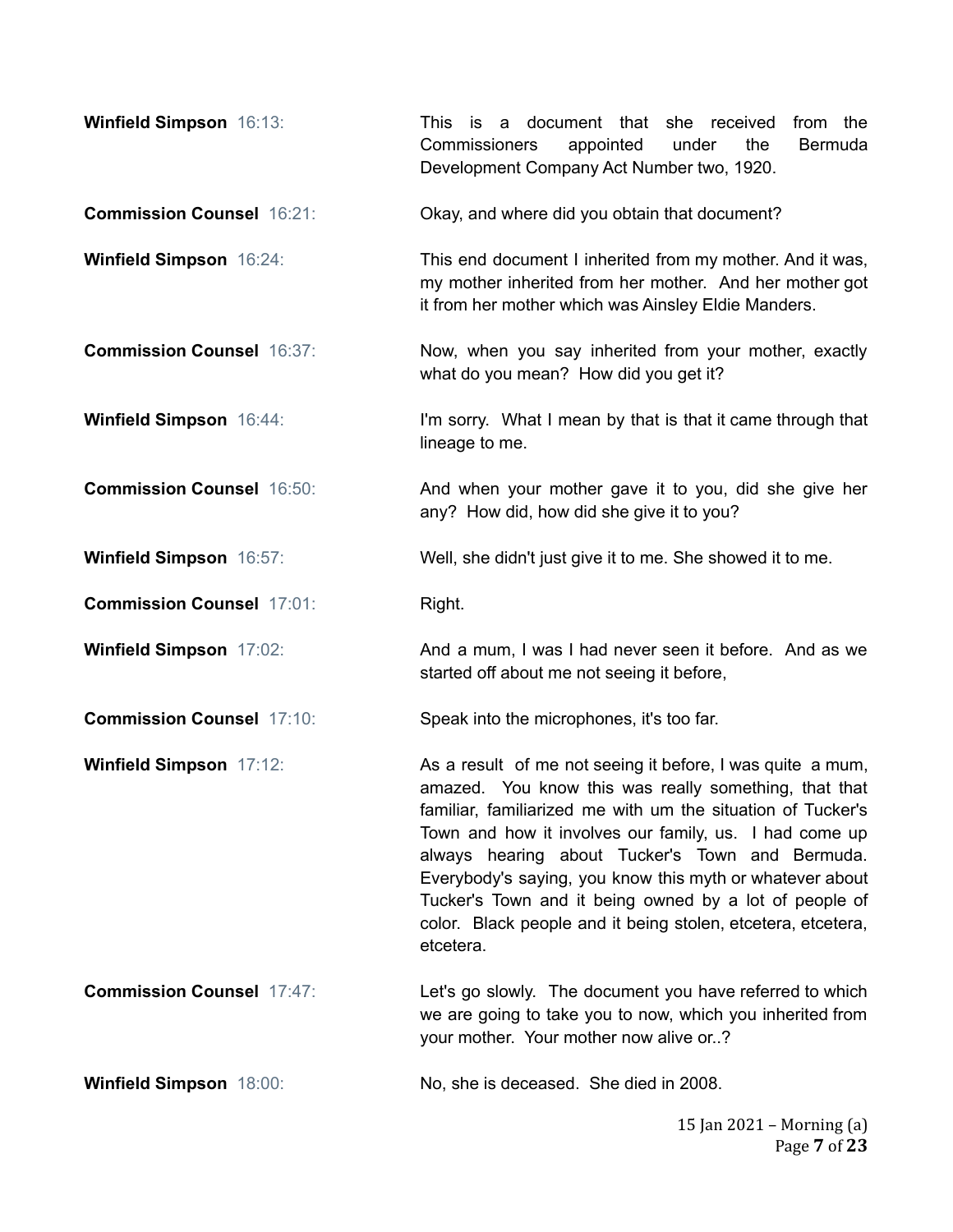**Winfield Simpson** 16:13: This is a document that she received from the Commissioners appointed under the Bermuda Development Company Act Number two, 1920.

**Commission Counsel** 16:21: Okay, and where did you obtain that document?

**Winfield Simpson** 16:24: This end document I inherited from my mother. And it was, my mother inherited from her mother. And her mother got it from her mother which was Ainsley Eldie Manders.

**Commission Counsel** 16:37: Now, when you say inherited from your mother, exactly what do you mean? How did you get it?

**Winfield Simpson** 16:44: I'm sorry. What I mean by that is that it came through that lineage to me.

**Commission Counsel** 16:50: And when your mother gave it to you, did she give her any? How did, how did she give it to you?

**Winfield Simpson** 16:57: Well, she didn't just give it to me. She showed it to me.

**Commission Counsel** 17:01: Right.

**Winfield Simpson** 17:02: And a mum, I was I had never seen it before. And as we started off about me not seeing it before,

**Commission Counsel** 17:10: Speak into the microphones, it's too far.

**Winfield Simpson** 17:12: As a result of me not seeing it before, I was quite a mum, amazed. You know this was really something, that that familiar, familiarized me with um the situation of Tucker's Town and how it involves our family, us. I had come up always hearing about Tucker's Town and Bermuda. Everybody's saying, you know this myth or whatever about Tucker's Town and it being owned by a lot of people of color. Black people and it being stolen, etcetera, etcetera, etcetera.

**Commission Counsel** 17:47: Let's go slowly. The document you have referred to which we are going to take you to now, which you inherited from your mother. Your mother now alive or..?

**Winfield Simpson** 18:00: No, she is deceased. She died in 2008.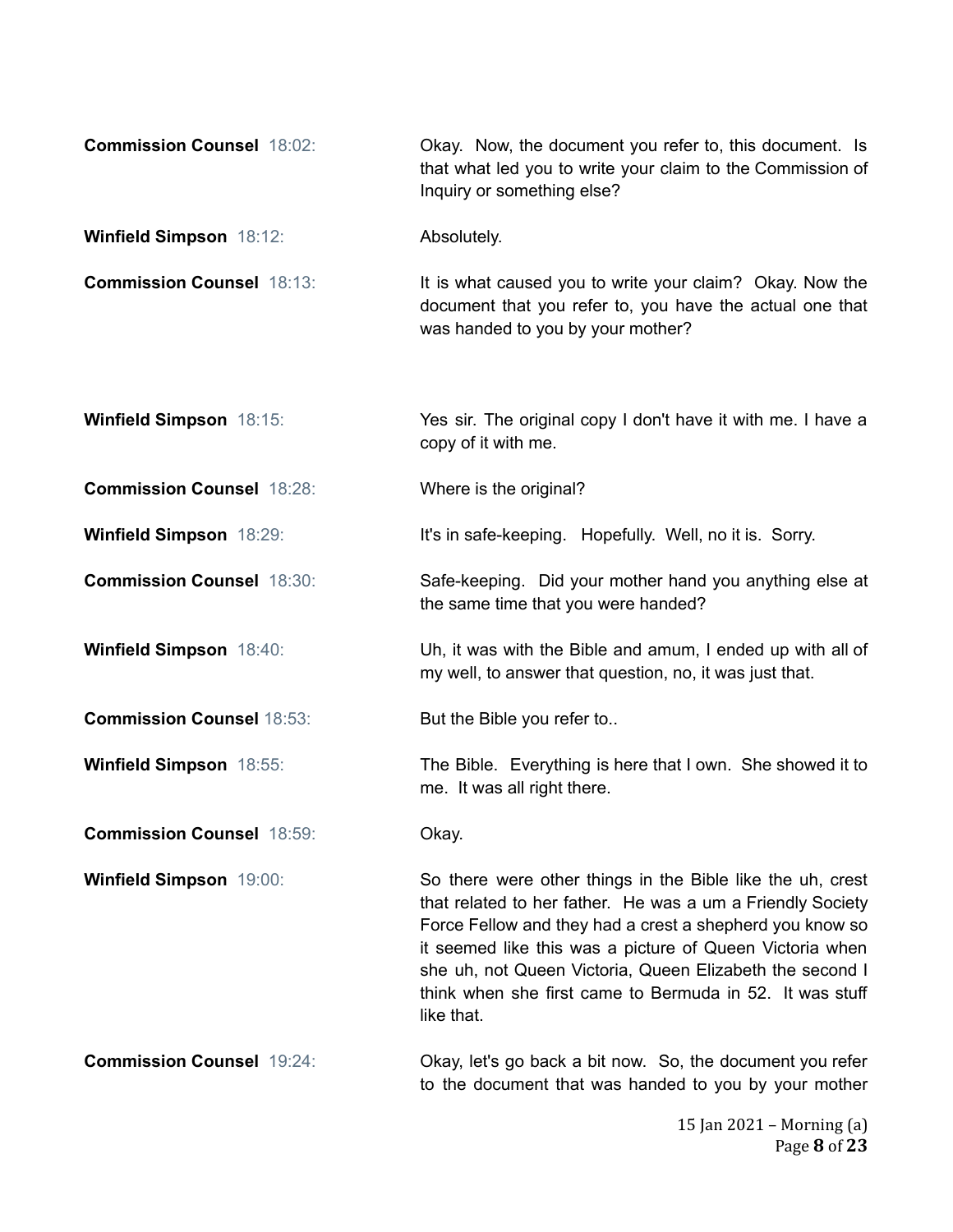**Commission Counsel** 18:02: Okay. Now, the document you refer to, this document. Is that what led you to write your claim to the Commission of Inquiry or something else?

**Winfield Simpson** 18:12: Absolutely.

**Commission Counsel** 18:13: It is what caused you to write your claim? Okay. Now the document that you refer to, you have the actual one that was handed to you by your mother?

**Winfield Simpson** 18:15: Yes sir. The original copy I don't have it with me. I have a copy of it with me.

**Commission Counsel** 18:28: Where is the original?

**Winfield Simpson** 18:29: It's in safe-keeping. Hopefully. Well, no it is. Sorry.

**Commission Counsel** 18:30: Safe-keeping. Did your mother hand you anything else at the same time that you were handed?

**Winfield Simpson** 18:40: Uh, it was with the Bible and amum, I ended up with all of my well, to answer that question, no, it was just that.

**Commission Counsel** 18:53: But the Bible you refer to..

**Winfield Simpson** 18:55: The Bible. Everything is here that I own. She showed it to me. It was all right there.

**Commission Counsel** 18:59: Okay.

**Winfield Simpson** 19:00: So there were other things in the Bible like the uh, crest that related to her father. He was a um a Friendly Society Force Fellow and they had a crest a shepherd you know so it seemed like this was a picture of Queen Victoria when she uh, not Queen Victoria, Queen Elizabeth the second I think when she first came to Bermuda in 52. It was stuff like that.

**Commission Counsel** 19:24: Okay, let's go back a bit now. So, the document you refer to the document that was handed to you by your mother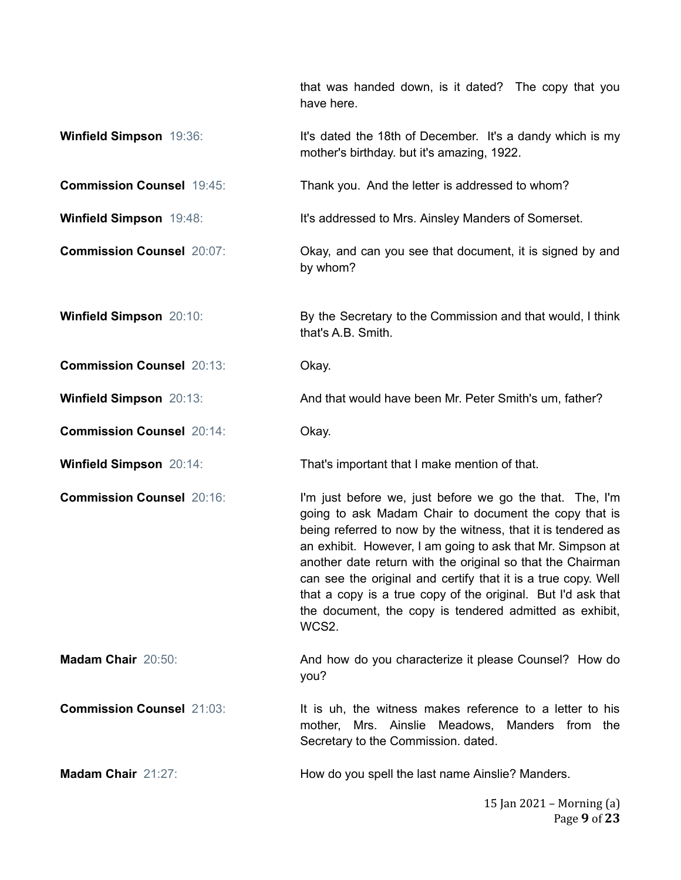that was handed down, is it dated? The copy that you have here.

**Winfield Simpson** 19:36: It's dated the 18th of December. It's a dandy which is my mother's birthday. but it's amazing, 1922.

**Commission Counsel** 19:45: Thank you. And the letter is addressed to whom?

**Winfield Simpson** 19:48: It's addressed to Mrs. Ainsley Manders of Somerset.

**Commission Counsel** 20:07: Okay, and can you see that document, it is signed by and by whom?

**Winfield Simpson** 20:10: By the Secretary to the Commission and that would, I think that's A.B. Smith.

**Commission Counsel** 20:13: Okay.

**Winfield Simpson** 20:13: And that would have been Mr. Peter Smith's um, father?

**Commission Counsel** 20:14: Okay.

**Winfield Simpson** 20:14: That's important that I make mention of that.

**Commission Counsel** 20:16: I'm just before we, just before we go the that. The, I'm going to ask Madam Chair to document the copy that is being referred to now by the witness, that it is tendered as an exhibit. However, I am going to ask that Mr. Simpson at another date return with the original so that the Chairman can see the original and certify that it is a true copy. Well that a copy is a true copy of the original. But I'd ask that the document, the copy is tendered admitted as exhibit, WCS2.

**Madam Chair** 20:50: And how do you characterize it please Counsel? How do you?

**Commission Counsel** 21:03: It is uh, the witness makes reference to a letter to his mother, Mrs. Ainslie Meadows, Manders from the Secretary to the Commission. dated.

**Madam Chair** 21:27: How do you spell the last name Ainslie? Manders.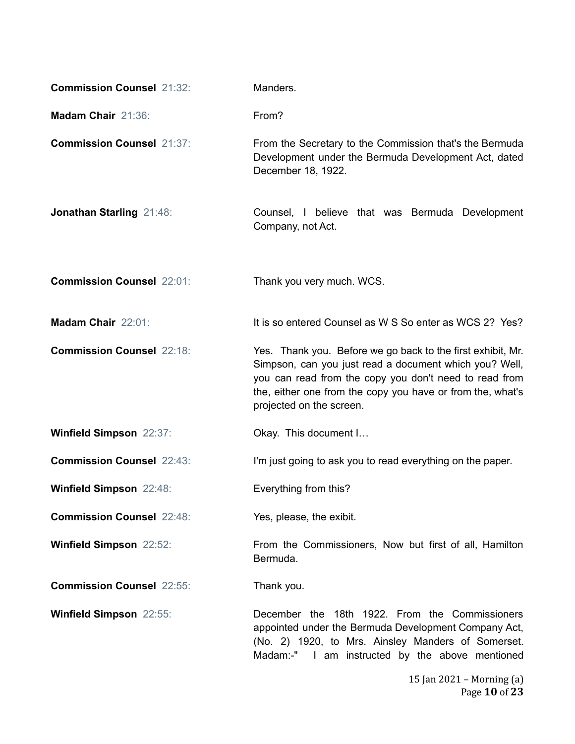**Commission Counsel** 21:32: Manders.

**Madam Chair** 21:36: From?

**Commission Counsel** 21:37: From the Secretary to the Commission that's the Bermuda Development under the Bermuda Development Act, dated December 18, 1922.

**Jonathan Starling** 21:48: Counsel, I believe that was Bermuda Development Company, not Act.

**Commission Counsel** 22:01: Thank you very much. WCS.

**Madam Chair** 22:01: It is so entered Counsel as W S So enter as WCS 2? Yes?

**Commission Counsel** 22:18: Yes. Thank you. Before we go back to the first exhibit, Mr. Simpson, can you just read a document which you? Well, you can read from the copy you don't need to read from the, either one from the copy you have or from the, what's projected on the screen.

**Winfield Simpson** 22:37: Okay. This document I…

**Commission Counsel** 22:43: I'm just going to ask you to read everything on the paper.

**Winfield Simpson** 22:48: Everything from this?

**Commission Counsel** 22:48: Yes, please, the exibit.

**Winfield Simpson** 22:52: From the Commissioners, Now but first of all, Hamilton Bermuda.

**Commission Counsel** 22:55: Thank you.

**Winfield Simpson** 22:55: December the 18th 1922. From the Commissioners appointed under the Bermuda Development Company Act, (No. 2) 1920, to Mrs. Ainsley Manders of Somerset. Madam:-" I am instructed by the above mentioned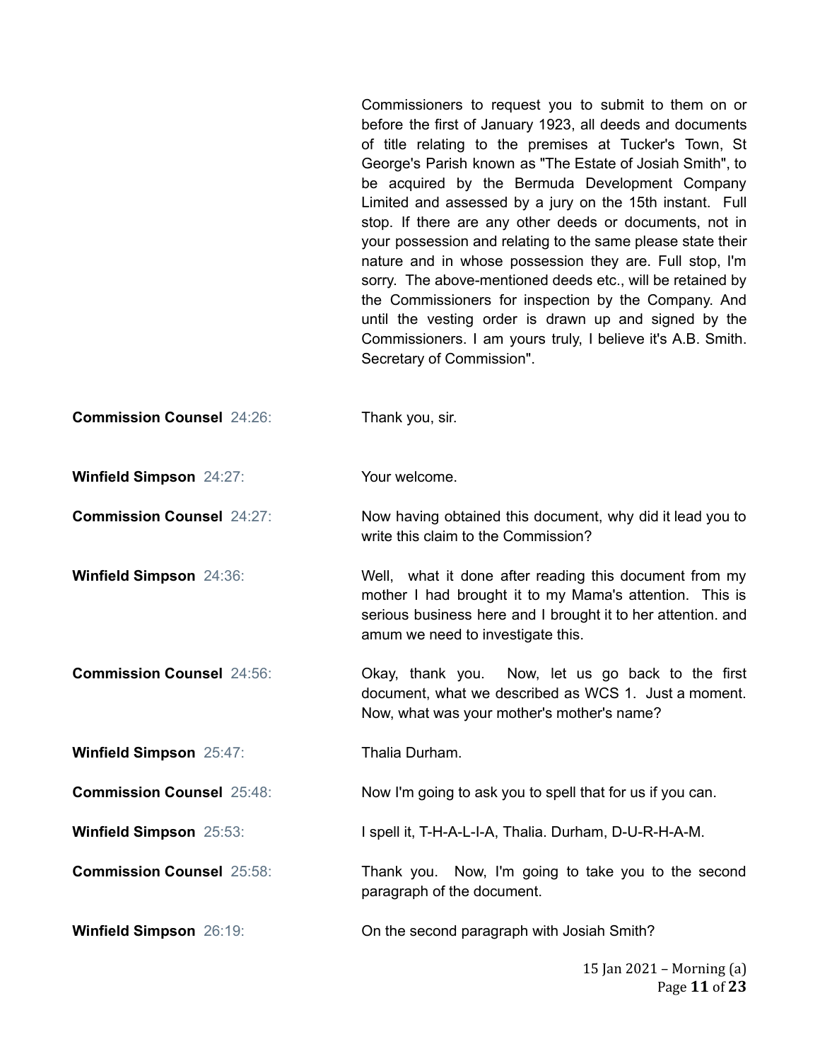Commissioners to request you to submit to them on or before the first of January 1923, all deeds and documents of title relating to the premises at Tucker's Town, St George's Parish known as "The Estate of Josiah Smith", to be acquired by the Bermuda Development Company Limited and assessed by a jury on the 15th instant. Full stop. If there are any other deeds or documents, not in your possession and relating to the same please state their nature and in whose possession they are. Full stop, I'm sorry. The above-mentioned deeds etc., will be retained by the Commissioners for inspection by the Company. And until the vesting order is drawn up and signed by the Commissioners. I am yours truly, I believe it's A.B. Smith. Secretary of Commission".

**Commission Counsel** 24:26: Thank you, sir.

**Winfield Simpson** 24:27: Your welcome.

**Commission Counsel** 24:27: Now having obtained this document, why did it lead you to write this claim to the Commission?

**Winfield Simpson** 24:36: Well, what it done after reading this document from my mother I had brought it to my Mama's attention. This is serious business here and I brought it to her attention. and amum we need to investigate this.

**Commission Counsel** 24:56: Okay, thank you. Now, let us go back to the first document, what we described as WCS 1. Just a moment. Now, what was your mother's mother's name?

**Winfield Simpson** 25:47: Thalia Durham.

**Commission Counsel** 25:48: Now I'm going to ask you to spell that for us if you can.

**Winfield Simpson** 25:53: I spell it, T-H-A-L-I-A, Thalia. Durham, D-U-R-H-A-M.

**Commission Counsel** 25:58: Thank you. Now, I'm going to take you to the second paragraph of the document.

**Winfield Simpson** 26:19: On the second paragraph with Josiah Smith?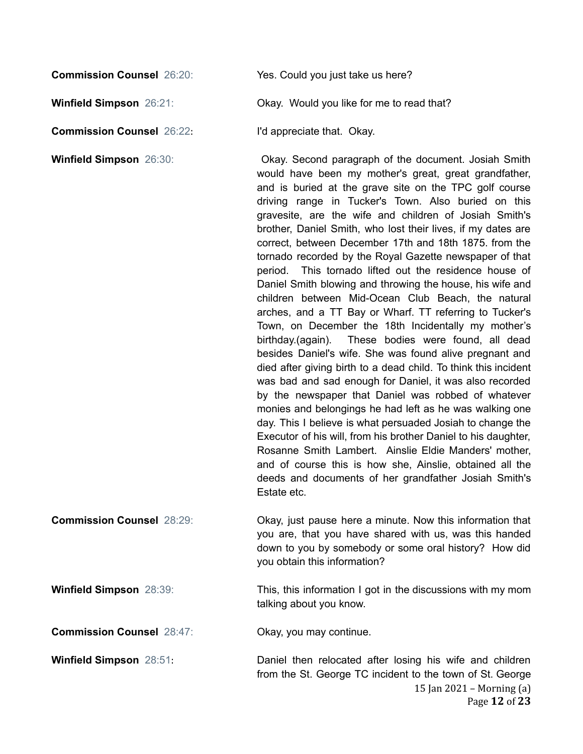**Commission Counsel** 26:20: Yes. Could you just take us here?

**Winfield Simpson** 26:21: Okay. Would you like for me to read that?

**Commission Counsel** 26:22: I'd appreciate that. Okay.

**Winfield Simpson** 26:30: Okay. Second paragraph of the document. Josiah Smith would have been my mother's great, great grandfather, and is buried at the grave site on the TPC golf course driving range in Tucker's Town. Also buried on this gravesite, are the wife and children of Josiah Smith's brother, Daniel Smith, who lost their lives, if my dates are correct, between December 17th and 18th 1875. from the tornado recorded by the Royal Gazette newspaper of that period. This tornado lifted out the residence house of Daniel Smith blowing and throwing the house, his wife and children between Mid-Ocean Club Beach, the natural arches, and a TT Bay or Wharf. TT referring to Tucker's Town, on December the 18th Incidentally my mother's birthday.(again). These bodies were found, all dead besides Daniel's wife. She was found alive pregnant and died after giving birth to a dead child. To think this incident was bad and sad enough for Daniel, it was also recorded by the newspaper that Daniel was robbed of whatever monies and belongings he had left as he was walking one day. This I believe is what persuaded Josiah to change the Executor of his will, from his brother Daniel to his daughter, Rosanne Smith Lambert. Ainslie Eldie Manders' mother, and of course this is how she, Ainslie, obtained all the deeds and documents of her grandfather Josiah Smith's Estate etc.

**Commission Counsel** 28:29: Okay, just pause here a minute. Now this information that you are, that you have shared with us, was this handed down to you by somebody or some oral history? How did you obtain this information?

**Winfield Simpson** 28:39: This, this information I got in the discussions with my mom talking about you know.

**Commission Counsel** 28:47: Okay, you may continue.

**Winfield Simpson** 28:51: Daniel then relocated after losing his wife and children from the St. George TC incident to the town of St. George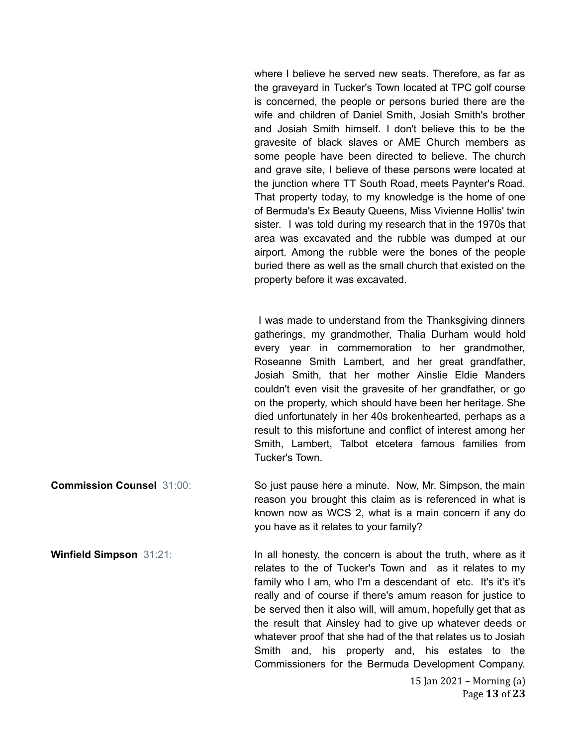where I believe he served new seats. Therefore, as far as the graveyard in Tucker's Town located at TPC golf course is concerned, the people or persons buried there are the wife and children of Daniel Smith, Josiah Smith's brother and Josiah Smith himself. I don't believe this to be the gravesite of black slaves or AME Church members as some people have been directed to believe. The church and grave site, I believe of these persons were located at the junction where TT South Road, meets Paynter's Road. That property today, to my knowledge is the home of one of Bermuda's Ex Beauty Queens, Miss Vivienne Hollis' twin sister. I was told during my research that in the 1970s that area was excavated and the rubble was dumped at our airport. Among the rubble were the bones of the people buried there as well as the small church that existed on the property before it was excavated.

I was made to understand from the Thanksgiving dinners gatherings, my grandmother, Thalia Durham would hold every year in commemoration to her grandmother, Roseanne Smith Lambert, and her great grandfather, Josiah Smith, that her mother Ainslie Eldie Manders couldn't even visit the gravesite of her grandfather, or go on the property, which should have been her heritage. She died unfortunately in her 40s brokenhearted, perhaps as a result to this misfortune and conflict of interest among her Smith, Lambert, Talbot etcetera famous families from Tucker's Town.

**Commission Counsel** 31:00: So just pause here a minute. Now, Mr. Simpson, the main reason you brought this claim as is referenced in what is known now as WCS 2, what is a main concern if any do you have as it relates to your family?

**Winfield Simpson** 31:21: In all honesty, the concern is about the truth, where as it relates to the of Tucker's Town and as it relates to my family who I am, who I'm a descendant of etc. It's it's it's really and of course if there's amum reason for justice to be served then it also will, will amum, hopefully get that as the result that Ainsley had to give up whatever deeds or whatever proof that she had of the that relates us to Josiah Smith and, his property and, his estates to the Commissioners for the Bermuda Development Company.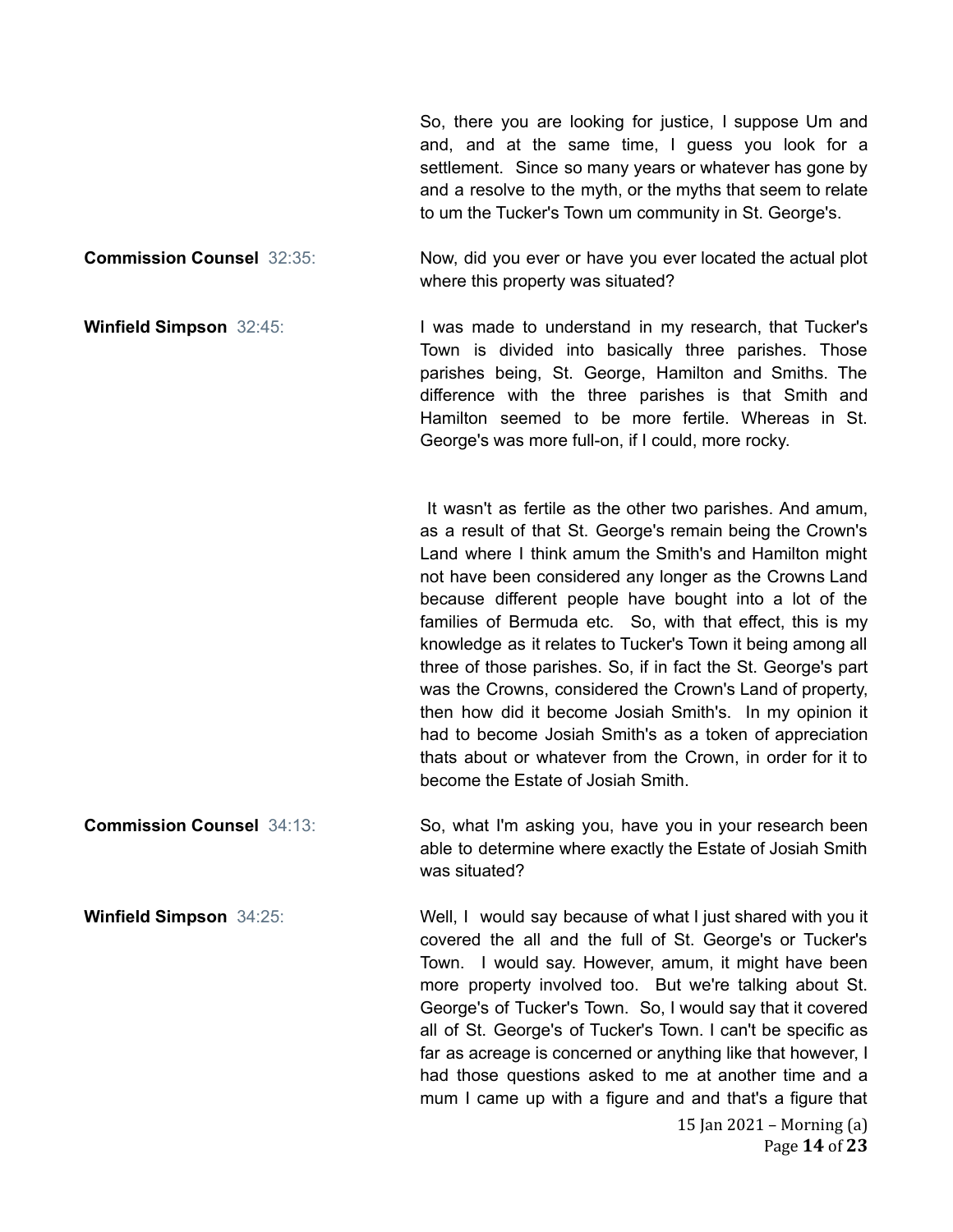So, there you are looking for justice, I suppose Um and and, and at the same time, I guess you look for a settlement. Since so many years or whatever has gone by and a resolve to the myth, or the myths that seem to relate to um the Tucker's Town um community in St. George's.

**Commission Counsel** 32:35: Now, did you ever or have you ever located the actual plot where this property was situated?

**Winfield Simpson** 32:45: I was made to understand in my research, that Tucker's Town is divided into basically three parishes. Those parishes being, St. George, Hamilton and Smiths. The difference with the three parishes is that Smith and Hamilton seemed to be more fertile. Whereas in St. George's was more full-on, if I could, more rocky.

It wasn't as fertile as the other two parishes. And amum, as a result of that St. George's remain being the Crown's Land where I think amum the Smith's and Hamilton might not have been considered any longer as the Crowns Land because different people have bought into a lot of the families of Bermuda etc. So, with that effect, this is my knowledge as it relates to Tucker's Town it being among all three of those parishes. So, if in fact the St. George's part was the Crowns, considered the Crown's Land of property, then how did it become Josiah Smith's. In my opinion it had to become Josiah Smith's as a token of appreciation thats about or whatever from the Crown, in order for it to become the Estate of Josiah Smith.

**Commission Counsel** 34:13: So, what I'm asking you, have you in your research been able to determine where exactly the Estate of Josiah Smith was situated?

**Winfield Simpson** 34:25: Well, I would say because of what I just shared with you it covered the all and the full of St. George's or Tucker's Town. I would say. However, amum, it might have been more property involved too. But we're talking about St. George's of Tucker's Town. So, I would say that it covered all of St. George's of Tucker's Town. I can't be specific as far as acreage is concerned or anything like that however, I had those questions asked to me at another time and a mum I came up with a figure and and that's a figure that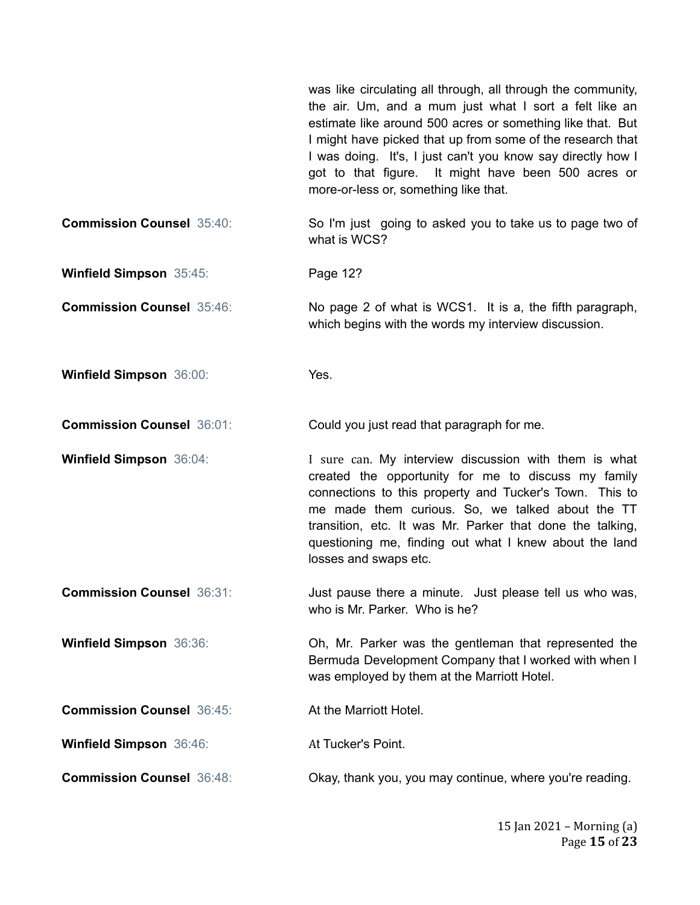was like circulating all through, all through the community, the air. Um, and a mum just what I sort a felt like an estimate like around 500 acres or something like that. But I might have picked that up from some of the research that I was doing. It's, I just can't you know say directly how I got to that figure. It might have been 500 acres or more-or-less or, something like that.

**Commission Counsel** 35:40: So I'm just going to asked you to take us to page two of what is WCS?

**Winfield Simpson** 35:45: Page 12?

**Commission Counsel** 35:46: No page 2 of what is WCS1. It is a, the fifth paragraph, which begins with the words my interview discussion.

**Winfield Simpson** 36:00: Yes.

**Commission Counsel** 36:01: Could you just read that paragraph for me.

**Winfield Simpson** 36:04: I sure can. My interview discussion with them is what created the opportunity for me to discuss my family connections to this property and Tucker's Town. This to me made them curious. So, we talked about the TT transition, etc. It was Mr. Parker that done the talking, questioning me, finding out what I knew about the land losses and swaps etc.

**Commission Counsel** 36:31: Just pause there a minute. Just please tell us who was, who is Mr. Parker. Who is he?

**Winfield Simpson** 36:36: Oh, Mr. Parker was the gentleman that represented the Bermuda Development Company that I worked with when I was employed by them at the Marriott Hotel.

**Commission Counsel** 36:45: At the Marriott Hotel.

**Winfield Simpson** 36:46: At Tucker's Point.

**Commission Counsel** 36:48: Okay, thank you, you may continue, where you're reading.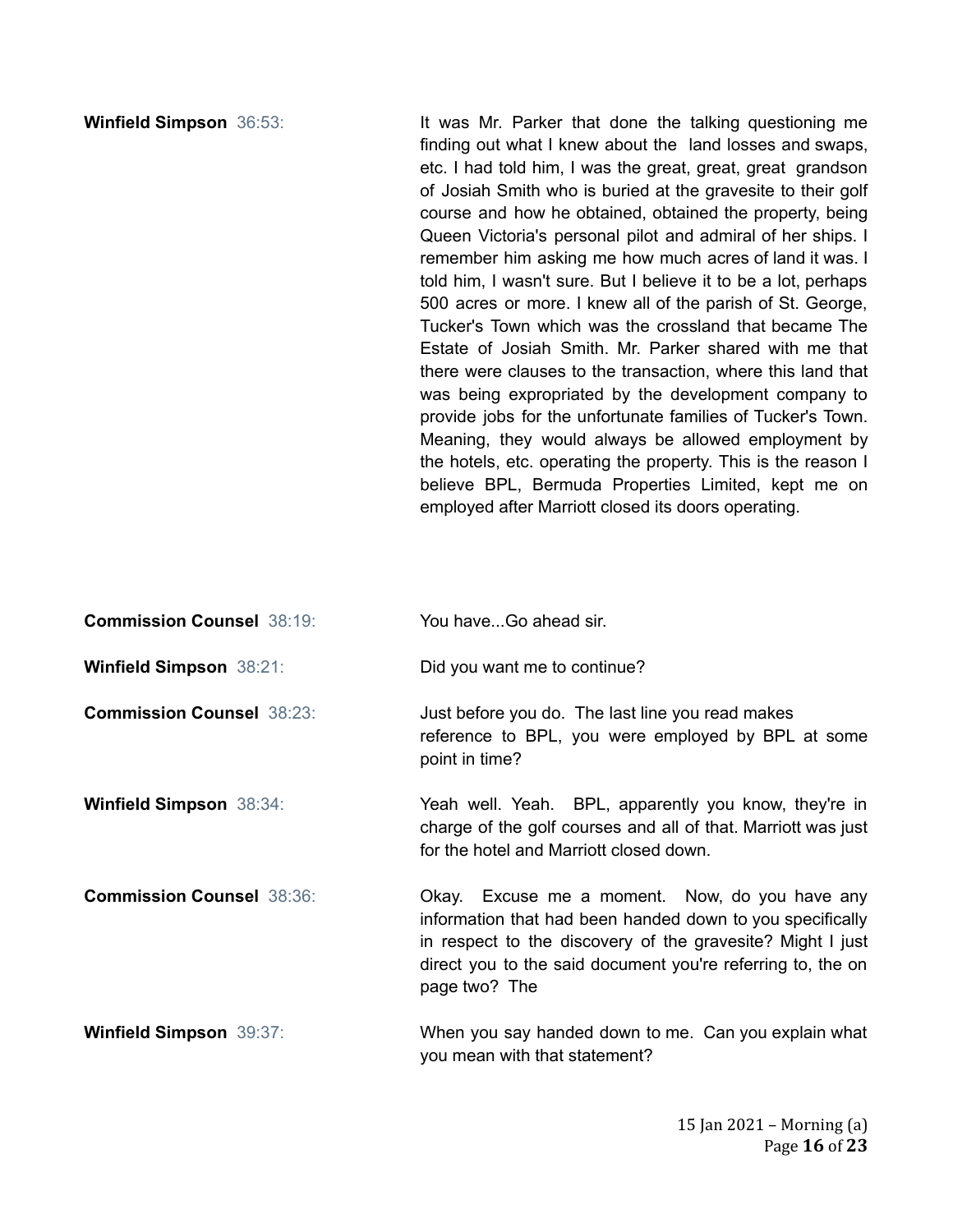**Winfield Simpson** 36:53: It was Mr. Parker that done the talking questioning me finding out what I knew about the land losses and swaps, etc. I had told him, I was the great, great, great grandson of Josiah Smith who is buried at the gravesite to their golf course and how he obtained, obtained the property, being Queen Victoria's personal pilot and admiral of her ships. I remember him asking me how much acres of land it was. I told him, I wasn't sure. But I believe it to be a lot, perhaps 500 acres or more. I knew all of the parish of St. George, Tucker's Town which was the crossland that became The Estate of Josiah Smith. Mr. Parker shared with me that there were clauses to the transaction, where this land that was being expropriated by the development company to provide jobs for the unfortunate families of Tucker's Town. Meaning, they would always be allowed employment by the hotels, etc. operating the property. This is the reason I believe BPL, Bermuda Properties Limited, kept me on employed after Marriott closed its doors operating.

**Commission Counsel** 38:19: You have...Go ahead sir.

**Winfield Simpson** 38:21: Did you want me to continue?

**Commission Counsel** 38:23: Just before you do. The last line you read makes reference to BPL, you were employed by BPL at some point in time?

**Winfield Simpson** 38:34: Yeah well. Yeah. BPL, apparently you know, they're in charge of the golf courses and all of that. Marriott was just for the hotel and Marriott closed down.

**Commission Counsel** 38:36: Okay. Excuse me a moment. Now, do you have any information that had been handed down to you specifically in respect to the discovery of the gravesite? Might I just direct you to the said document you're referring to, the on page two? The

**Winfield Simpson** 39:37: When you say handed down to me. Can you explain what you mean with that statement?

15 Jan 2021 – Morning (a)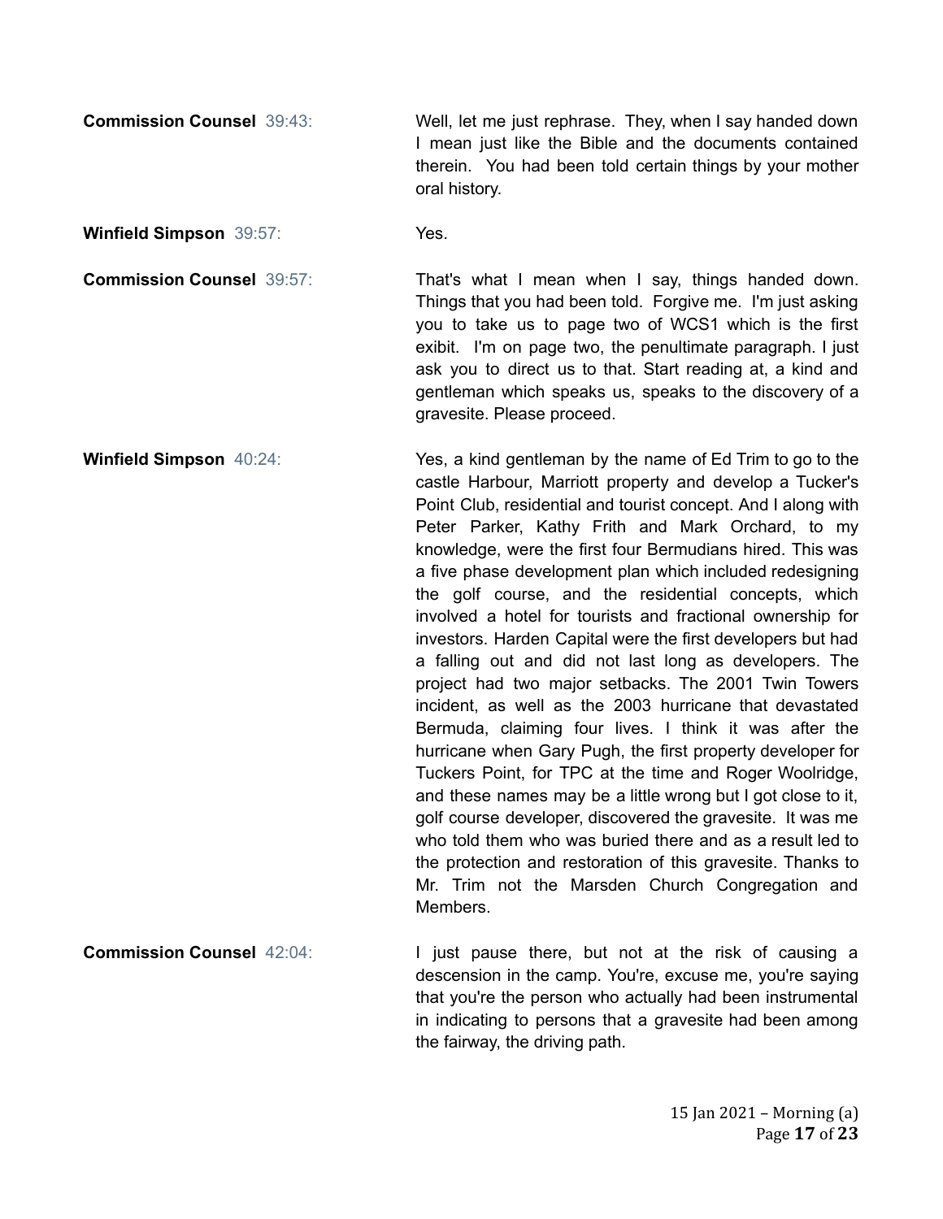**Commission Counsel** 39:43: Well, let me just rephrase. They, when I say handed down I mean just like the Bible and the documents contained therein. You had been told certain things by your mother oral history.

**Winfield Simpson** 39:57: Yes.

**Commission Counsel** 39:57: That's what I mean when I say, things handed down. Things that you had been told. Forgive me. I'm just asking you to take us to page two of WCS1 which is the first exibit. I'm on page two, the penultimate paragraph. I just ask you to direct us to that. Start reading at, a kind and gentleman which speaks us, speaks to the discovery of a gravesite. Please proceed.

**Winfield Simpson** 40:24: Yes, a kind gentleman by the name of Ed Trim to go to the castle Harbour, Marriott property and develop a Tucker's Point Club, residential and tourist concept. And I along with Peter Parker, Kathy Frith and Mark Orchard, to my knowledge, were the first four Bermudians hired. This was a five phase development plan which included redesigning the golf course, and the residential concepts, which involved a hotel for tourists and fractional ownership for investors. Harden Capital were the first developers but had a falling out and did not last long as developers. The project had two major setbacks. The 2001 Twin Towers incident, as well as the 2003 hurricane that devastated Bermuda, claiming four lives. I think it was after the hurricane when Gary Pugh, the first property developer for Tuckers Point, for TPC at the time and Roger Woolridge, and these names may be a little wrong but I got close to it, golf course developer, discovered the gravesite. It was me who told them who was buried there and as a result led to the protection and restoration of this gravesite. Thanks to Mr. Trim not the Marsden Church Congregation and Members.

**Commission Counsel** 42:04: I just pause there, but not at the risk of causing a descension in the camp. You're, excuse me, you're saying that you're the person who actually had been instrumental in indicating to persons that a gravesite had been among the fairway, the driving path.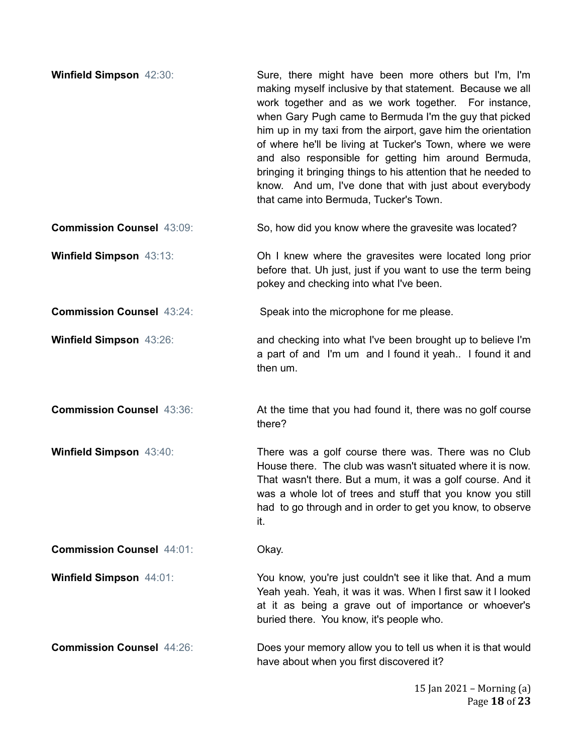**Winfield Simpson** 42:30: Sure, there might have been more others but I'm, I'm making myself inclusive by that statement. Because we all work together and as we work together. For instance, when Gary Pugh came to Bermuda I'm the guy that picked him up in my taxi from the airport, gave him the orientation of where he'll be living at Tucker's Town, where we were and also responsible for getting him around Bermuda, bringing it bringing things to his attention that he needed to know. And um, I've done that with just about everybody that came into Bermuda, Tucker's Town.

**Commission Counsel** 43:09: So, how did you know where the gravesite was located?

**Winfield Simpson** 43:13: Oh I knew where the gravesites were located long prior before that. Uh just, just if you want to use the term being pokey and checking into what I've been.

**Commission Counsel** 43:24: Speak into the microphone for me please.

**Winfield Simpson** 43:26: and checking into what I've been brought up to believe I'm a part of and I'm um and I found it yeah.. I found it and then um.

**Commission Counsel** 43:36: At the time that you had found it, there was no golf course there?

**Winfield Simpson** 43:40: There was a golf course there was. There was no Club House there. The club was wasn't situated where it is now. That wasn't there. But a mum, it was a golf course. And it was a whole lot of trees and stuff that you know you still had to go through and in order to get you know, to observe it.

**Commission Counsel** 44:01: Okay.

**Winfield Simpson** 44:01: You know, you're just couldn't see it like that. And a mum Yeah yeah. Yeah, it was it was. When I first saw it I looked at it as being a grave out of importance or whoever's buried there. You know, it's people who.

**Commission Counsel** 44:26: Does your memory allow you to tell us when it is that would have about when you first discovered it?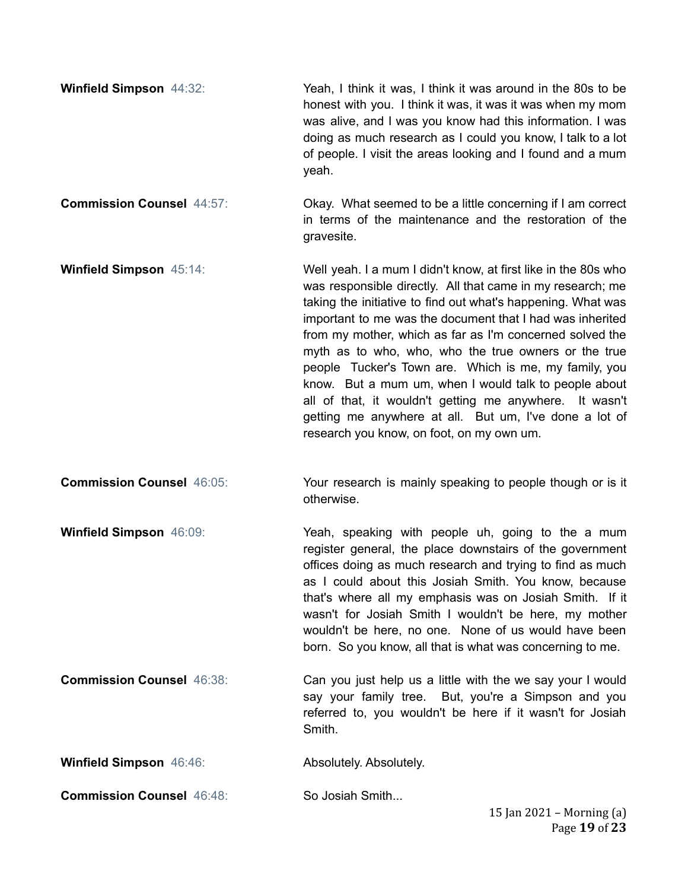**Winfield Simpson** 44:32: Yeah, I think it was, I think it was around in the 80s to be honest with you. I think it was, it was it was when my mom was alive, and I was you know had this information. I was doing as much research as I could you know, I talk to a lot of people. I visit the areas looking and I found and a mum yeah.

**Commission Counsel** 44:57: Okay. What seemed to be a little concerning if I am correct in terms of the maintenance and the restoration of the gravesite.

**Winfield Simpson** 45:14: Well yeah. I a mum I didn't know, at first like in the 80s who was responsible directly. All that came in my research; me taking the initiative to find out what's happening. What was important to me was the document that I had was inherited from my mother, which as far as I'm concerned solved the myth as to who, who, who the true owners or the true people Tucker's Town are. Which is me, my family, you know. But a mum um, when I would talk to people about all of that, it wouldn't getting me anywhere. It wasn't getting me anywhere at all. But um, I've done a lot of research you know, on foot, on my own um.

**Commission Counsel** 46:05: Your research is mainly speaking to people though or is it otherwise.

**Winfield Simpson** 46:09: Yeah, speaking with people uh, going to the a mum register general, the place downstairs of the government offices doing as much research and trying to find as much as I could about this Josiah Smith. You know, because that's where all my emphasis was on Josiah Smith. If it wasn't for Josiah Smith I wouldn't be here, my mother wouldn't be here, no one. None of us would have been born. So you know, all that is what was concerning to me.

**Commission Counsel** 46:38: Can you just help us a little with the we say your I would say your family tree. But, you're a Simpson and you referred to, you wouldn't be here if it wasn't for Josiah Smith.

**Winfield Simpson** 46:46: Absolutely. Absolutely.

**Commission Counsel** 46:48: So Josiah Smith...

15 Jan 2021 – Morning (a)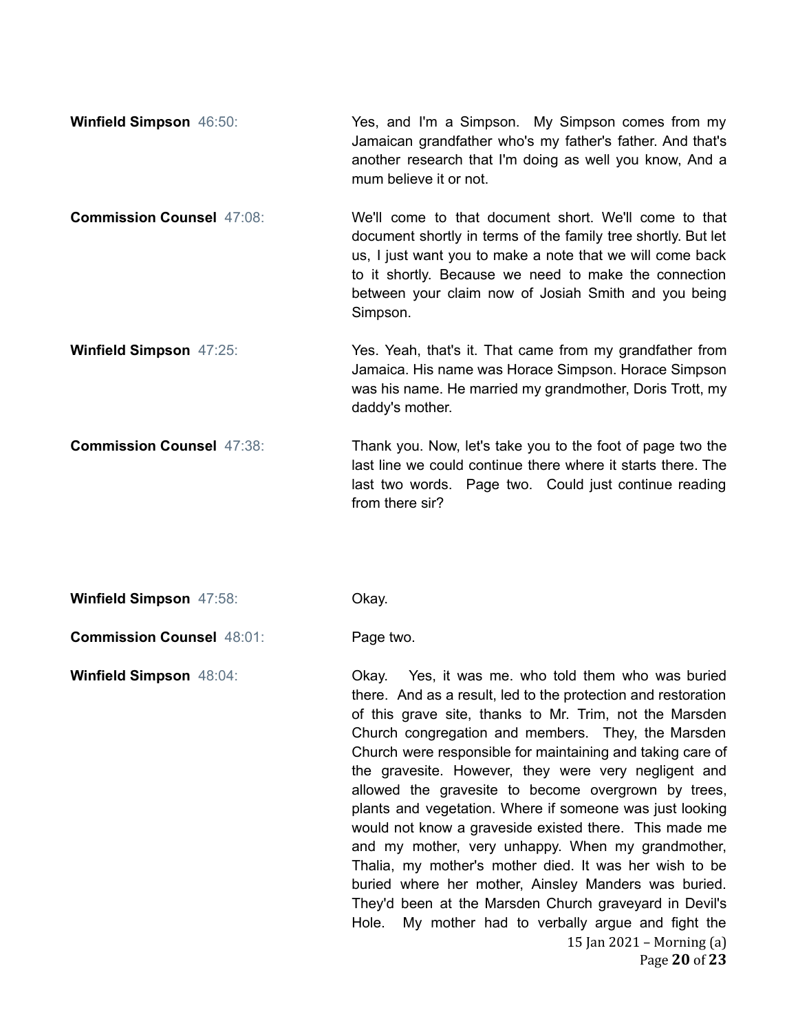**Winfield Simpson** 46:50: Yes, and I'm a Simpson. My Simpson comes from my Jamaican grandfather who's my father's father. And that's another research that I'm doing as well you know, And a mum believe it or not.

**Commission Counsel** 47:08: We'll come to that document short. We'll come to that document shortly in terms of the family tree shortly. But let us, I just want you to make a note that we will come back to it shortly. Because we need to make the connection between your claim now of Josiah Smith and you being Simpson.

**Winfield Simpson** 47:25: Yes. Yeah, that's it. That came from my grandfather from Jamaica. His name was Horace Simpson. Horace Simpson was his name. He married my grandmother, Doris Trott, my daddy's mother.

**Commission Counsel** 47:38: Thank you. Now, let's take you to the foot of page two the last line we could continue there where it starts there. The last two words. Page two. Could just continue reading from there sir?

**Winfield Simpson** 47:58: Okay.

**Commission Counsel** 48:01: Page two.

**Winfield Simpson** 48:04: Okay. Yes, it was me. who told them who was buried there. And as a result, led to the protection and restoration of this grave site, thanks to Mr. Trim, not the Marsden Church congregation and members. They, the Marsden Church were responsible for maintaining and taking care of the gravesite. However, they were very negligent and allowed the gravesite to become overgrown by trees, plants and vegetation. Where if someone was just looking would not know a graveside existed there. This made me and my mother, very unhappy. When my grandmother, Thalia, my mother's mother died. It was her wish to be buried where her mother, Ainsley Manders was buried. They'd been at the Marsden Church graveyard in Devil's Hole. My mother had to verbally argue and fight the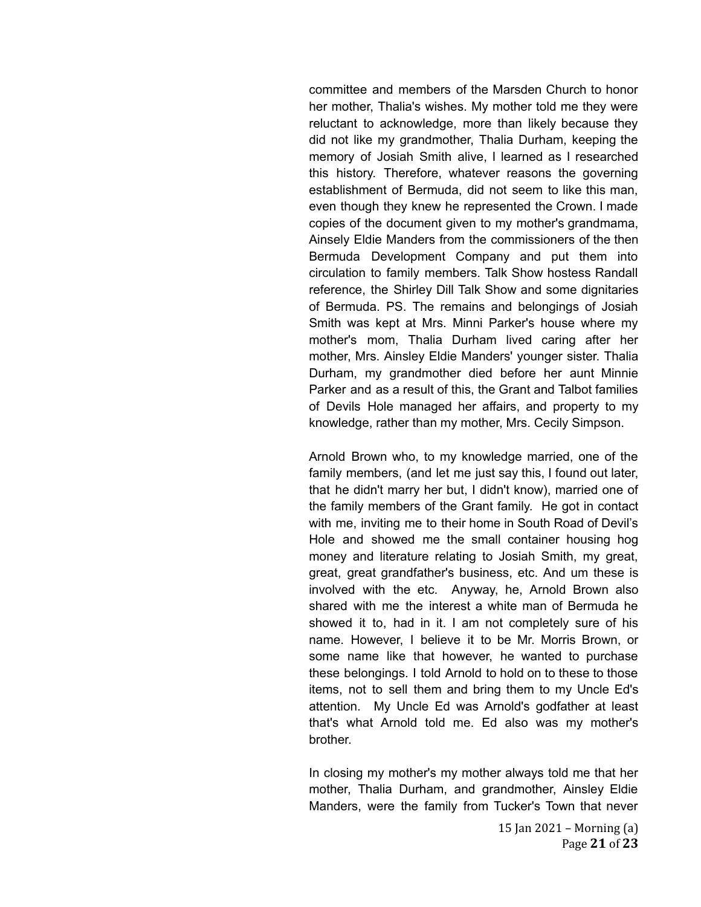committee and members of the Marsden Church to honor her mother, Thalia's wishes. My mother told me they were reluctant to acknowledge, more than likely because they did not like my grandmother, Thalia Durham, keeping the memory of Josiah Smith alive, I learned as I researched this history. Therefore, whatever reasons the governing establishment of Bermuda, did not seem to like this man, even though they knew he represented the Crown. I made copies of the document given to my mother's grandmama, Ainsely Eldie Manders from the commissioners of the then Bermuda Development Company and put them into circulation to family members. Talk Show hostess Randall reference, the Shirley Dill Talk Show and some dignitaries of Bermuda. PS. The remains and belongings of Josiah Smith was kept at Mrs. Minni Parker's house where my mother's mom, Thalia Durham lived caring after her mother, Mrs. Ainsley Eldie Manders' younger sister. Thalia Durham, my grandmother died before her aunt Minnie Parker and as a result of this, the Grant and Talbot families of Devils Hole managed her affairs, and property to my knowledge, rather than my mother, Mrs. Cecily Simpson.

Arnold Brown who, to my knowledge married, one of the family members, (and let me just say this, I found out later, that he didn't marry her but, I didn't know), married one of the family members of the Grant family. He got in contact with me, inviting me to their home in South Road of Devil's Hole and showed me the small container housing hog money and literature relating to Josiah Smith, my great, great, great grandfather's business, etc. And um these is involved with the etc. Anyway, he, Arnold Brown also shared with me the interest a white man of Bermuda he showed it to, had in it. I am not completely sure of his name. However, I believe it to be Mr. Morris Brown, or some name like that however, he wanted to purchase these belongings. I told Arnold to hold on to these to those items, not to sell them and bring them to my Uncle Ed's attention. My Uncle Ed was Arnold's godfather at least that's what Arnold told me. Ed also was my mother's brother.

In closing my mother's my mother always told me that her mother, Thalia Durham, and grandmother, Ainsley Eldie Manders, were the family from Tucker's Town that never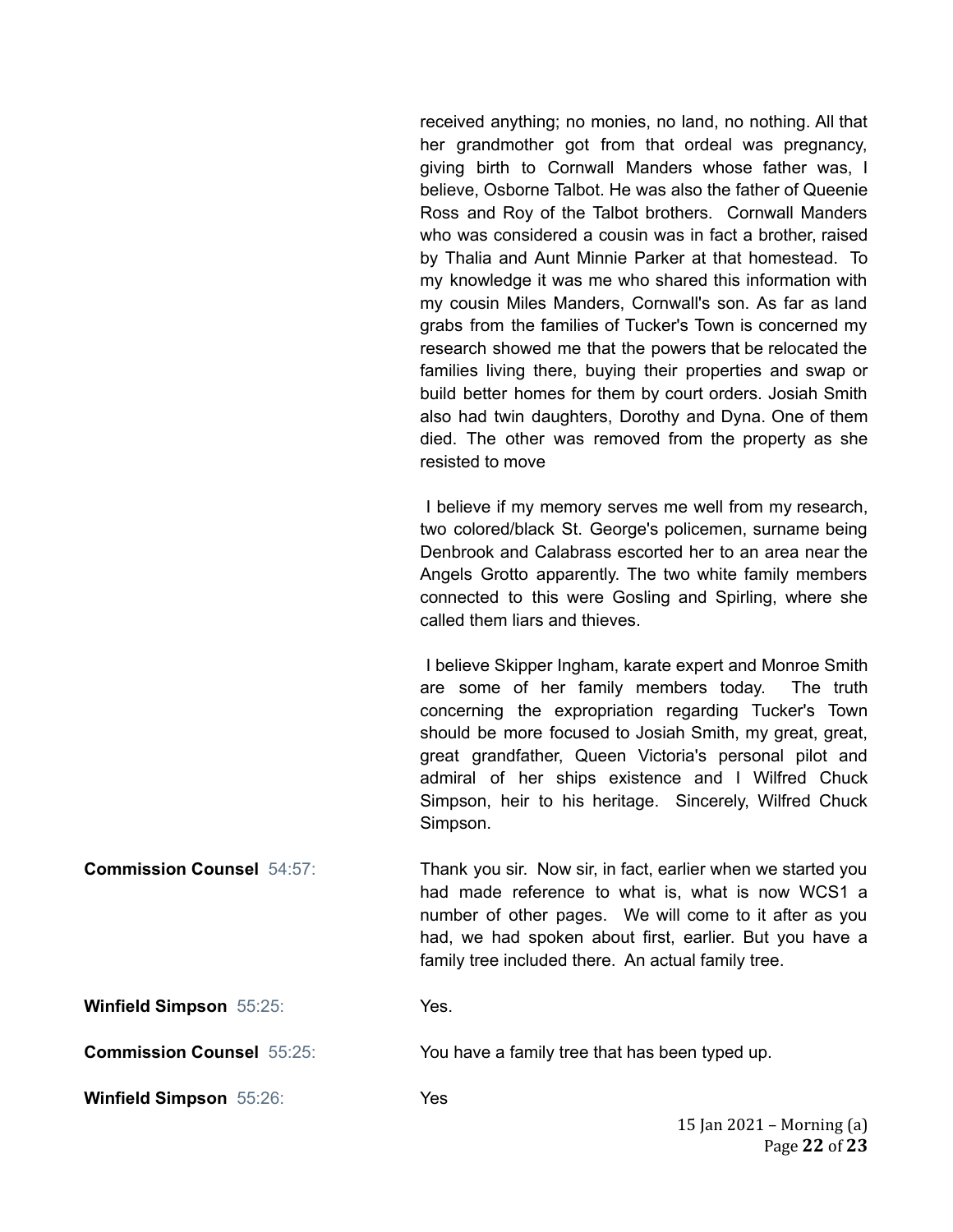received anything; no monies, no land, no nothing. All that her grandmother got from that ordeal was pregnancy, giving birth to Cornwall Manders whose father was, I believe, Osborne Talbot. He was also the father of Queenie Ross and Roy of the Talbot brothers. Cornwall Manders who was considered a cousin was in fact a brother, raised by Thalia and Aunt Minnie Parker at that homestead. To my knowledge it was me who shared this information with my cousin Miles Manders, Cornwall's son. As far as land grabs from the families of Tucker's Town is concerned my research showed me that the powers that be relocated the families living there, buying their properties and swap or build better homes for them by court orders. Josiah Smith also had twin daughters, Dorothy and Dyna. One of them died. The other was removed from the property as she resisted to move

I believe if my memory serves me well from my research, two colored/black St. George's policemen, surname being Denbrook and Calabrass escorted her to an area near the Angels Grotto apparently. The two white family members connected to this were Gosling and Spirling, where she called them liars and thieves.

I believe Skipper Ingham, karate expert and Monroe Smith are some of her family members today. The truth concerning the expropriation regarding Tucker's Town should be more focused to Josiah Smith, my great, great, great grandfather, Queen Victoria's personal pilot and admiral of her ships existence and I Wilfred Chuck Simpson, heir to his heritage. Sincerely, Wilfred Chuck Simpson.

**Commission Counsel** 54:57: Thank you sir. Now sir, in fact, earlier when we started you had made reference to what is, what is now WCS1 a number of other pages. We will come to it after as you had, we had spoken about first, earlier. But you have a family tree included there. An actual family tree.

**Winfield Simpson** 55:25: Yes.

**Commission Counsel** 55:25: You have a family tree that has been typed up.

**Winfield Simpson** 55:26: Yes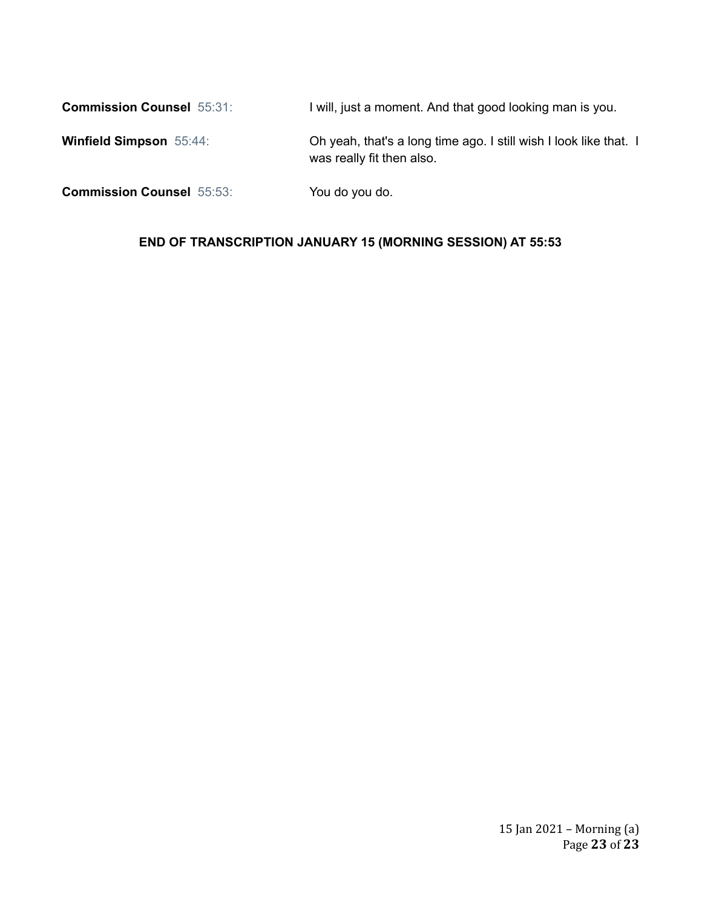**Commission Counsel** 55:31: I will, just a moment. And that good looking man is you.

**Winfield Simpson** 55:44: Oh yeah, that's a long time ago. I still wish I look like that. I was really fit then also.

**Commission Counsel** 55:53: You do you do.

**END OF TRANSCRIPTION JANUARY 15 (MORNING SESSION) AT 55:53**